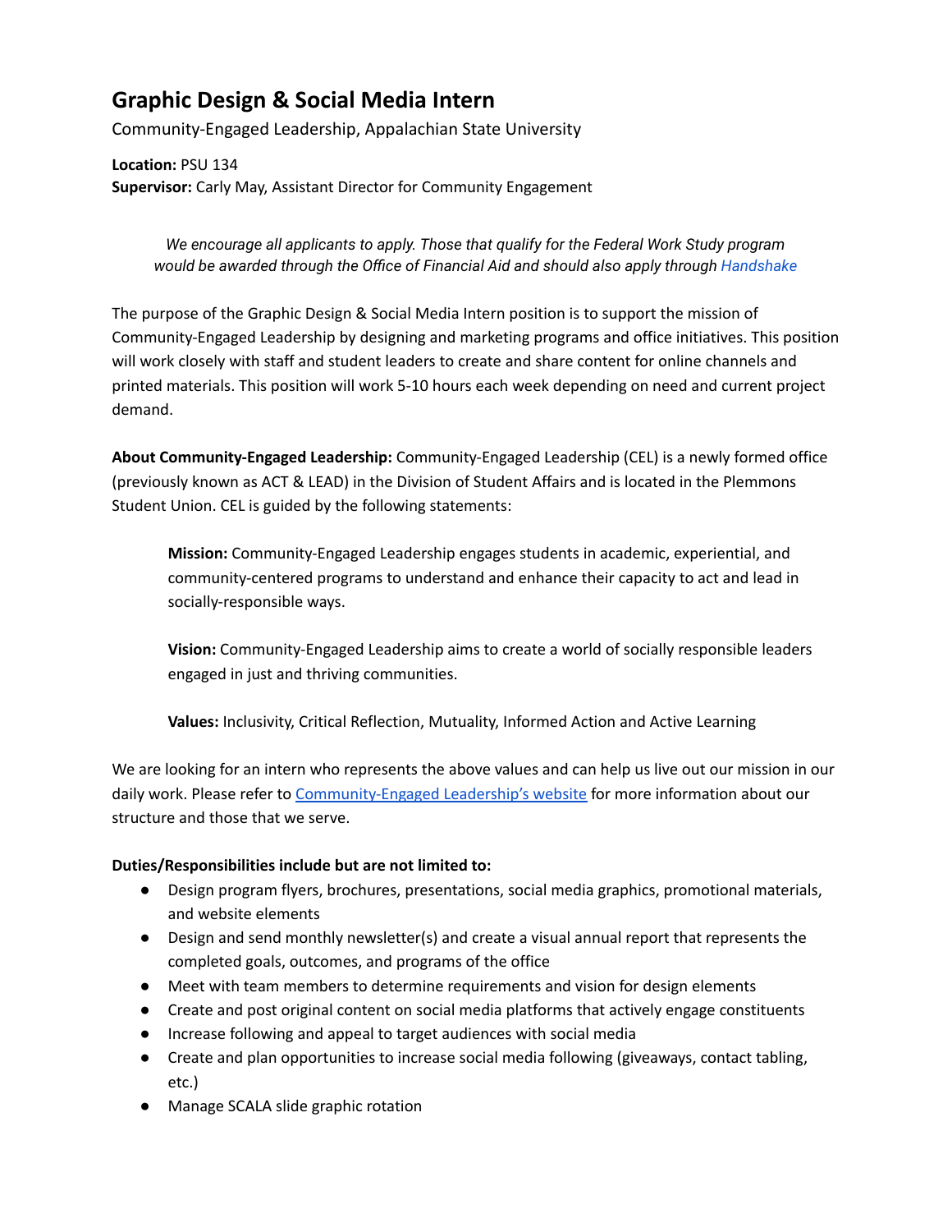# Graphic Design & Social Media Intern

Community-Engaged Leadership, Appalachian State University

**Location:** PSU 134
**Supervisor:** Carly May, Assistant Director for Community Engagement

*We encourage all applicants to apply. Those that qualify for the Federal Work Study program would be awarded through the Office of Financial Aid and should also apply through Handshake*

The purpose of the Graphic Design & Social Media Intern position is to support the mission of Community-Engaged Leadership by designing and marketing programs and office initiatives. This position will work closely with staff and student leaders to create and share content for online channels and printed materials. This position will work 5-10 hours each week depending on need and current project demand.

**About Community-Engaged Leadership:** Community-Engaged Leadership (CEL) is a newly formed office (previously known as ACT & LEAD) in the Division of Student Affairs and is located in the Plemmons Student Union. CEL is guided by the following statements:

> **Mission:** Community-Engaged Leadership engages students in academic, experiential, and community-centered programs to understand and enhance their capacity to act and lead in socially-responsible ways.
>
> **Vision:** Community-Engaged Leadership aims to create a world of socially responsible leaders engaged in just and thriving communities.
>
> **Values:** Inclusivity, Critical Reflection, Mutuality, Informed Action and Active Learning

We are looking for an intern who represents the above values and can help us live out our mission in our daily work. Please refer to Community-Engaged Leadership's website for more information about our structure and those that we serve.

**Duties/Responsibilities include but are not limited to:**

- Design program flyers, brochures, presentations, social media graphics, promotional materials, and website elements
- Design and send monthly newsletter(s) and create a visual annual report that represents the completed goals, outcomes, and programs of the office
- Meet with team members to determine requirements and vision for design elements
- Create and post original content on social media platforms that actively engage constituents
- Increase following and appeal to target audiences with social media
- Create and plan opportunities to increase social media following (giveaways, contact tabling, etc.)
- Manage SCALA slide graphic rotation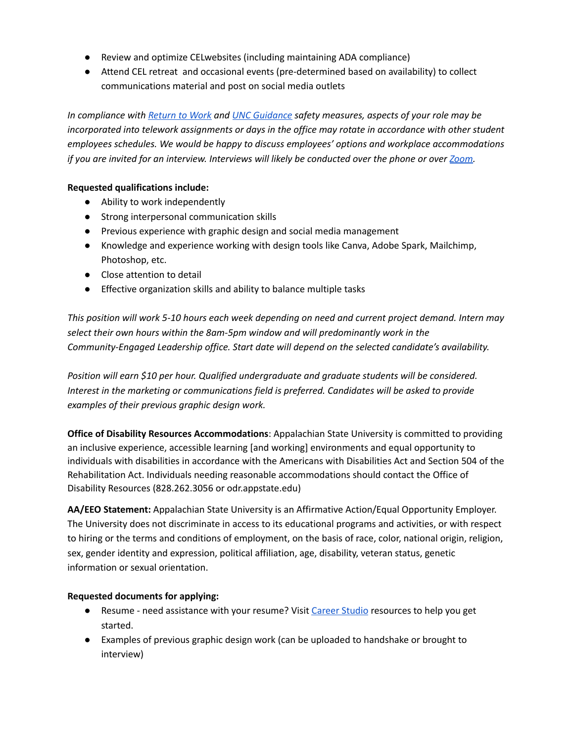- Review and optimize CELwebsites (including maintaining ADA compliance)
- Attend CEL retreat and occasional events (pre-determined based on availability) to collect communications material and post on social media outlets

*In compliance with Return to Work and UNC Guidance safety measures, aspects of your role may be incorporated into telework assignments or days in the office may rotate in accordance with other student employees schedules. We would be happy to discuss employees' options and workplace accommodations if you are invited for an interview. Interviews will likely be conducted over the phone or over Zoom.*

**Requested qualifications include:**

- Ability to work independently
- Strong interpersonal communication skills
- Previous experience with graphic design and social media management
- Knowledge and experience working with design tools like Canva, Adobe Spark, Mailchimp, Photoshop, etc.
- Close attention to detail
- Effective organization skills and ability to balance multiple tasks

*This position will work 5-10 hours each week depending on need and current project demand. Intern may select their own hours within the 8am-5pm window and will predominantly work in the Community-Engaged Leadership office. Start date will depend on the selected candidate's availability.*

*Position will earn $10 per hour. Qualified undergraduate and graduate students will be considered. Interest in the marketing or communications field is preferred. Candidates will be asked to provide examples of their previous graphic design work.*

**Office of Disability Resources Accommodations**: Appalachian State University is committed to providing an inclusive experience, accessible learning [and working] environments and equal opportunity to individuals with disabilities in accordance with the Americans with Disabilities Act and Section 504 of the Rehabilitation Act. Individuals needing reasonable accommodations should contact the Office of Disability Resources (828.262.3056 or odr.appstate.edu)

**AA/EEO Statement:** Appalachian State University is an Affirmative Action/Equal Opportunity Employer. The University does not discriminate in access to its educational programs and activities, or with respect to hiring or the terms and conditions of employment, on the basis of race, color, national origin, religion, sex, gender identity and expression, political affiliation, age, disability, veteran status, genetic information or sexual orientation.

**Requested documents for applying:**

- Resume - need assistance with your resume? Visit Career Studio resources to help you get started.
- Examples of previous graphic design work (can be uploaded to handshake or brought to interview)